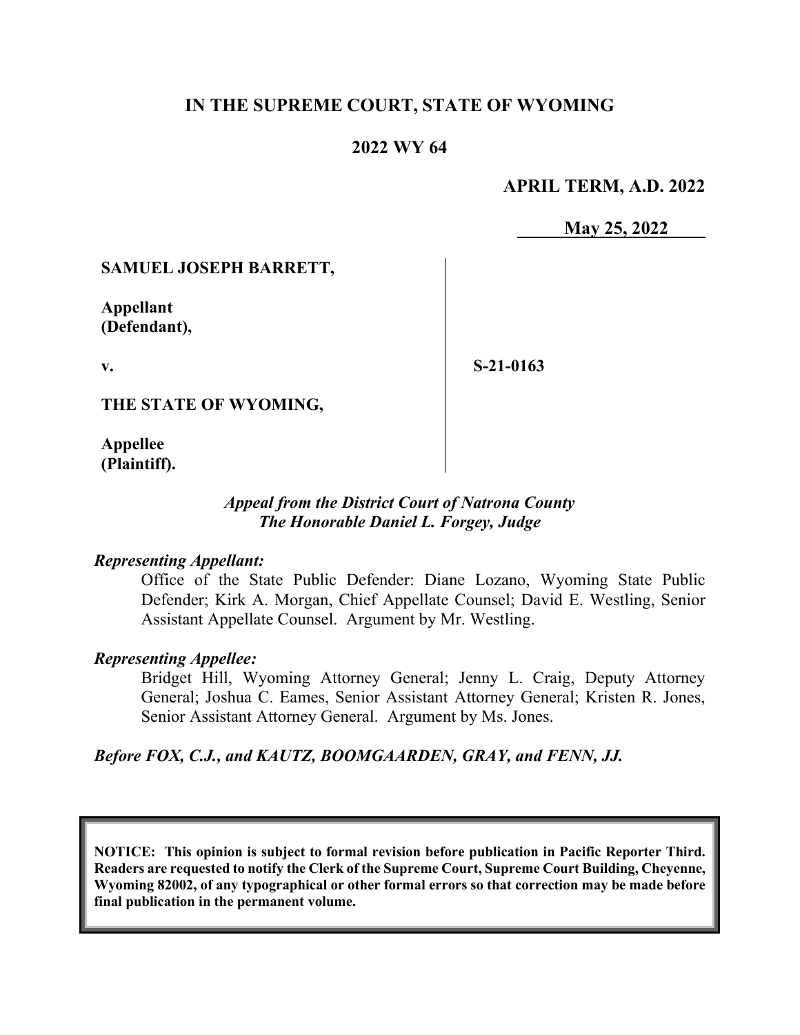**IN THE SUPREME COURT, STATE OF WYOMING**

**2022 WY 64**

**APRIL TERM, A.D. 2022**

**May 25, 2022**

| | |
|---|---|
| **SAMUEL JOSEPH BARRETT,**<br><br>**Appellant (Defendant),**<br><br>**v.**<br><br>**THE STATE OF WYOMING,**<br><br>**Appellee (Plaintiff).** | **S-21-0163** |

***Appeal from the District Court of Natrona County***
***The Honorable Daniel L. Forgey, Judge***

***Representing Appellant:***

Office of the State Public Defender: Diane Lozano, Wyoming State Public Defender; Kirk A. Morgan, Chief Appellate Counsel; David E. Westling, Senior Assistant Appellate Counsel. Argument by Mr. Westling.

***Representing Appellee:***

Bridget Hill, Wyoming Attorney General; Jenny L. Craig, Deputy Attorney General; Joshua C. Eames, Senior Assistant Attorney General; Kristen R. Jones, Senior Assistant Attorney General. Argument by Ms. Jones.

***Before FOX, C.J., and KAUTZ, BOOMGAARDEN, GRAY, and FENN, JJ.***

**NOTICE: This opinion is subject to formal revision before publication in Pacific Reporter Third. Readers are requested to notify the Clerk of the Supreme Court, Supreme Court Building, Cheyenne, Wyoming 82002, of any typographical or other formal errors so that correction may be made before final publication in the permanent volume.**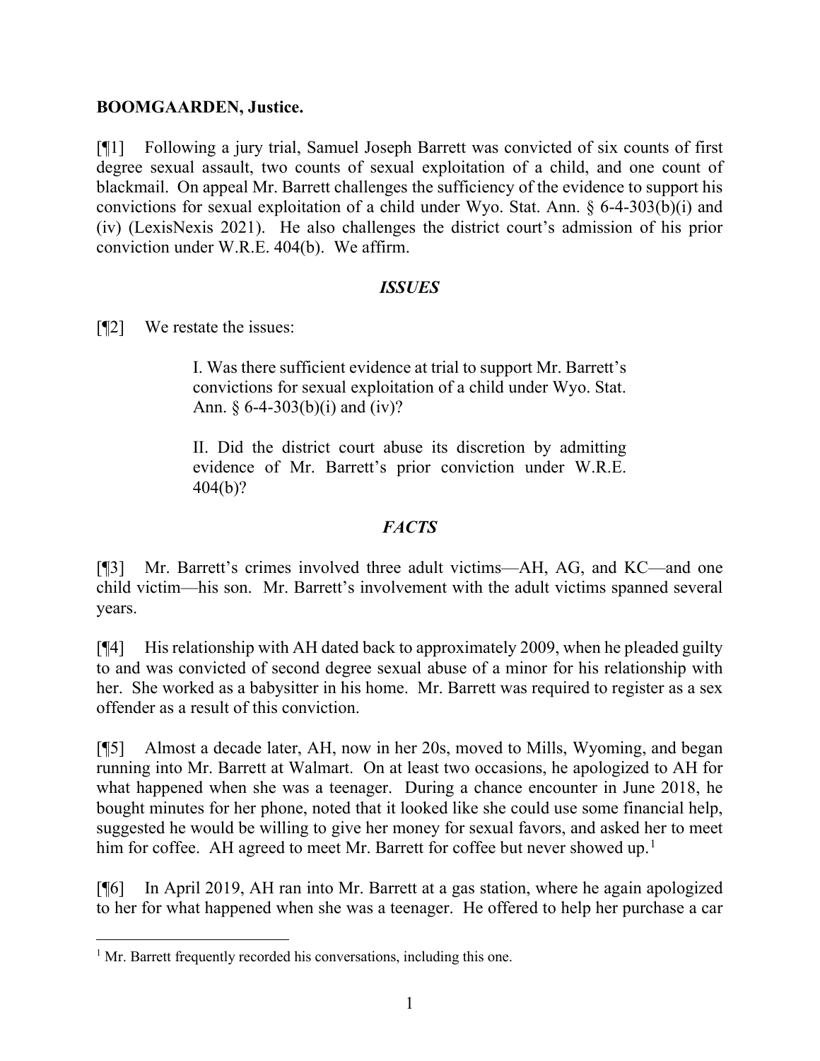**BOOMGAARDEN, Justice.**

[¶1] Following a jury trial, Samuel Joseph Barrett was convicted of six counts of first degree sexual assault, two counts of sexual exploitation of a child, and one count of blackmail. On appeal Mr. Barrett challenges the sufficiency of the evidence to support his convictions for sexual exploitation of a child under Wyo. Stat. Ann. § 6-4-303(b)(i) and (iv) (LexisNexis 2021). He also challenges the district court's admission of his prior conviction under W.R.E. 404(b). We affirm.

## *ISSUES*

[¶2] We restate the issues:

> I. Was there sufficient evidence at trial to support Mr. Barrett's convictions for sexual exploitation of a child under Wyo. Stat. Ann. § 6-4-303(b)(i) and (iv)?
>
> II. Did the district court abuse its discretion by admitting evidence of Mr. Barrett's prior conviction under W.R.E. 404(b)?

## *FACTS*

[¶3] Mr. Barrett's crimes involved three adult victims—AH, AG, and KC—and one child victim—his son. Mr. Barrett's involvement with the adult victims spanned several years.

[¶4] His relationship with AH dated back to approximately 2009, when he pleaded guilty to and was convicted of second degree sexual abuse of a minor for his relationship with her. She worked as a babysitter in his home. Mr. Barrett was required to register as a sex offender as a result of this conviction.

[¶5] Almost a decade later, AH, now in her 20s, moved to Mills, Wyoming, and began running into Mr. Barrett at Walmart. On at least two occasions, he apologized to AH for what happened when she was a teenager. During a chance encounter in June 2018, he bought minutes for her phone, noted that it looked like she could use some financial help, suggested he would be willing to give her money for sexual favors, and asked her to meet him for coffee. AH agreed to meet Mr. Barrett for coffee but never showed up.[1]

[¶6] In April 2019, AH ran into Mr. Barrett at a gas station, where he again apologized to her for what happened when she was a teenager. He offered to help her purchase a car

[1] Mr. Barrett frequently recorded his conversations, including this one.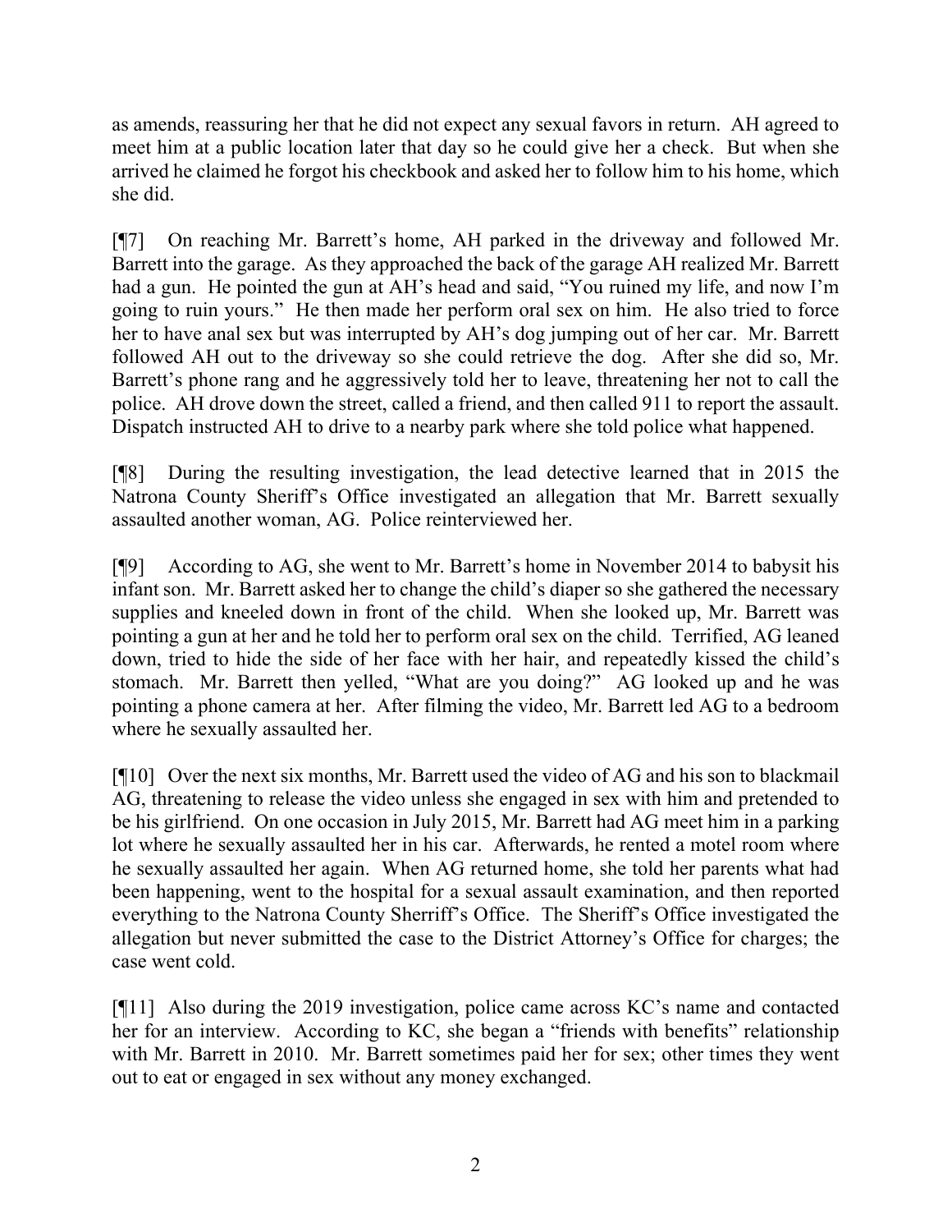as amends, reassuring her that he did not expect any sexual favors in return. AH agreed to meet him at a public location later that day so he could give her a check. But when she arrived he claimed he forgot his checkbook and asked her to follow him to his home, which she did.

[¶7] On reaching Mr. Barrett's home, AH parked in the driveway and followed Mr. Barrett into the garage. As they approached the back of the garage AH realized Mr. Barrett had a gun. He pointed the gun at AH's head and said, "You ruined my life, and now I'm going to ruin yours." He then made her perform oral sex on him. He also tried to force her to have anal sex but was interrupted by AH's dog jumping out of her car. Mr. Barrett followed AH out to the driveway so she could retrieve the dog. After she did so, Mr. Barrett's phone rang and he aggressively told her to leave, threatening her not to call the police. AH drove down the street, called a friend, and then called 911 to report the assault. Dispatch instructed AH to drive to a nearby park where she told police what happened.

[¶8] During the resulting investigation, the lead detective learned that in 2015 the Natrona County Sheriff's Office investigated an allegation that Mr. Barrett sexually assaulted another woman, AG. Police reinterviewed her.

[¶9] According to AG, she went to Mr. Barrett's home in November 2014 to babysit his infant son. Mr. Barrett asked her to change the child's diaper so she gathered the necessary supplies and kneeled down in front of the child. When she looked up, Mr. Barrett was pointing a gun at her and he told her to perform oral sex on the child. Terrified, AG leaned down, tried to hide the side of her face with her hair, and repeatedly kissed the child's stomach. Mr. Barrett then yelled, "What are you doing?" AG looked up and he was pointing a phone camera at her. After filming the video, Mr. Barrett led AG to a bedroom where he sexually assaulted her.

[¶10] Over the next six months, Mr. Barrett used the video of AG and his son to blackmail AG, threatening to release the video unless she engaged in sex with him and pretended to be his girlfriend. On one occasion in July 2015, Mr. Barrett had AG meet him in a parking lot where he sexually assaulted her in his car. Afterwards, he rented a motel room where he sexually assaulted her again. When AG returned home, she told her parents what had been happening, went to the hospital for a sexual assault examination, and then reported everything to the Natrona County Sherriff's Office. The Sheriff's Office investigated the allegation but never submitted the case to the District Attorney's Office for charges; the case went cold.

[¶11] Also during the 2019 investigation, police came across KC's name and contacted her for an interview. According to KC, she began a "friends with benefits" relationship with Mr. Barrett in 2010. Mr. Barrett sometimes paid her for sex; other times they went out to eat or engaged in sex without any money exchanged.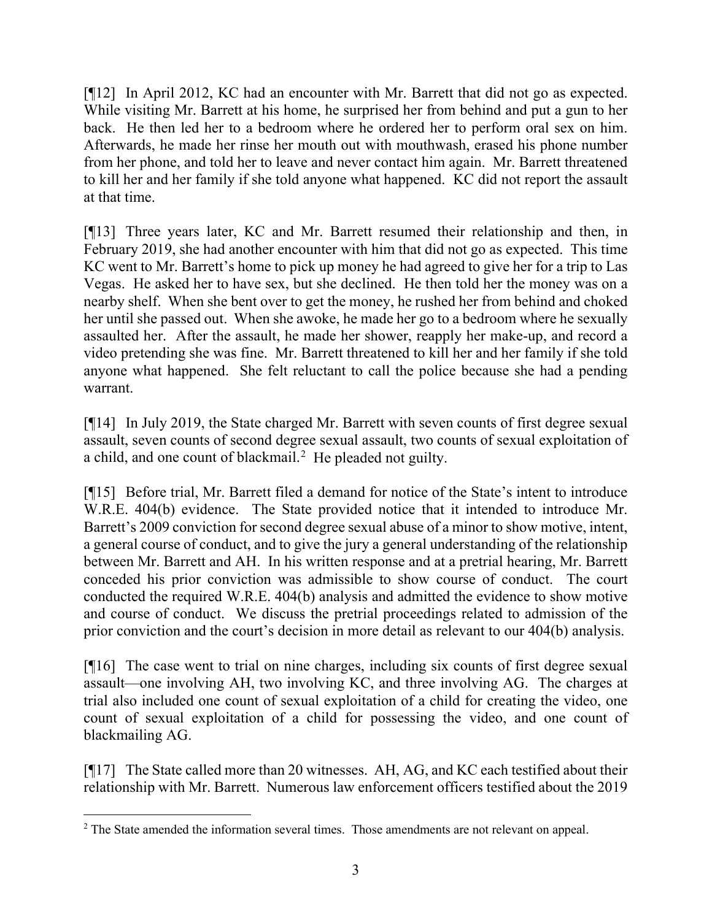[¶12] In April 2012, KC had an encounter with Mr. Barrett that did not go as expected. While visiting Mr. Barrett at his home, he surprised her from behind and put a gun to her back. He then led her to a bedroom where he ordered her to perform oral sex on him. Afterwards, he made her rinse her mouth out with mouthwash, erased his phone number from her phone, and told her to leave and never contact him again. Mr. Barrett threatened to kill her and her family if she told anyone what happened. KC did not report the assault at that time.

[¶13] Three years later, KC and Mr. Barrett resumed their relationship and then, in February 2019, she had another encounter with him that did not go as expected. This time KC went to Mr. Barrett's home to pick up money he had agreed to give her for a trip to Las Vegas. He asked her to have sex, but she declined. He then told her the money was on a nearby shelf. When she bent over to get the money, he rushed her from behind and choked her until she passed out. When she awoke, he made her go to a bedroom where he sexually assaulted her. After the assault, he made her shower, reapply her make-up, and record a video pretending she was fine. Mr. Barrett threatened to kill her and her family if she told anyone what happened. She felt reluctant to call the police because she had a pending warrant.

[¶14] In July 2019, the State charged Mr. Barrett with seven counts of first degree sexual assault, seven counts of second degree sexual assault, two counts of sexual exploitation of a child, and one count of blackmail.[2] He pleaded not guilty.

[¶15] Before trial, Mr. Barrett filed a demand for notice of the State's intent to introduce W.R.E. 404(b) evidence. The State provided notice that it intended to introduce Mr. Barrett's 2009 conviction for second degree sexual abuse of a minor to show motive, intent, a general course of conduct, and to give the jury a general understanding of the relationship between Mr. Barrett and AH. In his written response and at a pretrial hearing, Mr. Barrett conceded his prior conviction was admissible to show course of conduct. The court conducted the required W.R.E. 404(b) analysis and admitted the evidence to show motive and course of conduct. We discuss the pretrial proceedings related to admission of the prior conviction and the court's decision in more detail as relevant to our 404(b) analysis.

[¶16] The case went to trial on nine charges, including six counts of first degree sexual assault—one involving AH, two involving KC, and three involving AG. The charges at trial also included one count of sexual exploitation of a child for creating the video, one count of sexual exploitation of a child for possessing the video, and one count of blackmailing AG.

[¶17] The State called more than 20 witnesses. AH, AG, and KC each testified about their relationship with Mr. Barrett. Numerous law enforcement officers testified about the 2019

[2] The State amended the information several times. Those amendments are not relevant on appeal.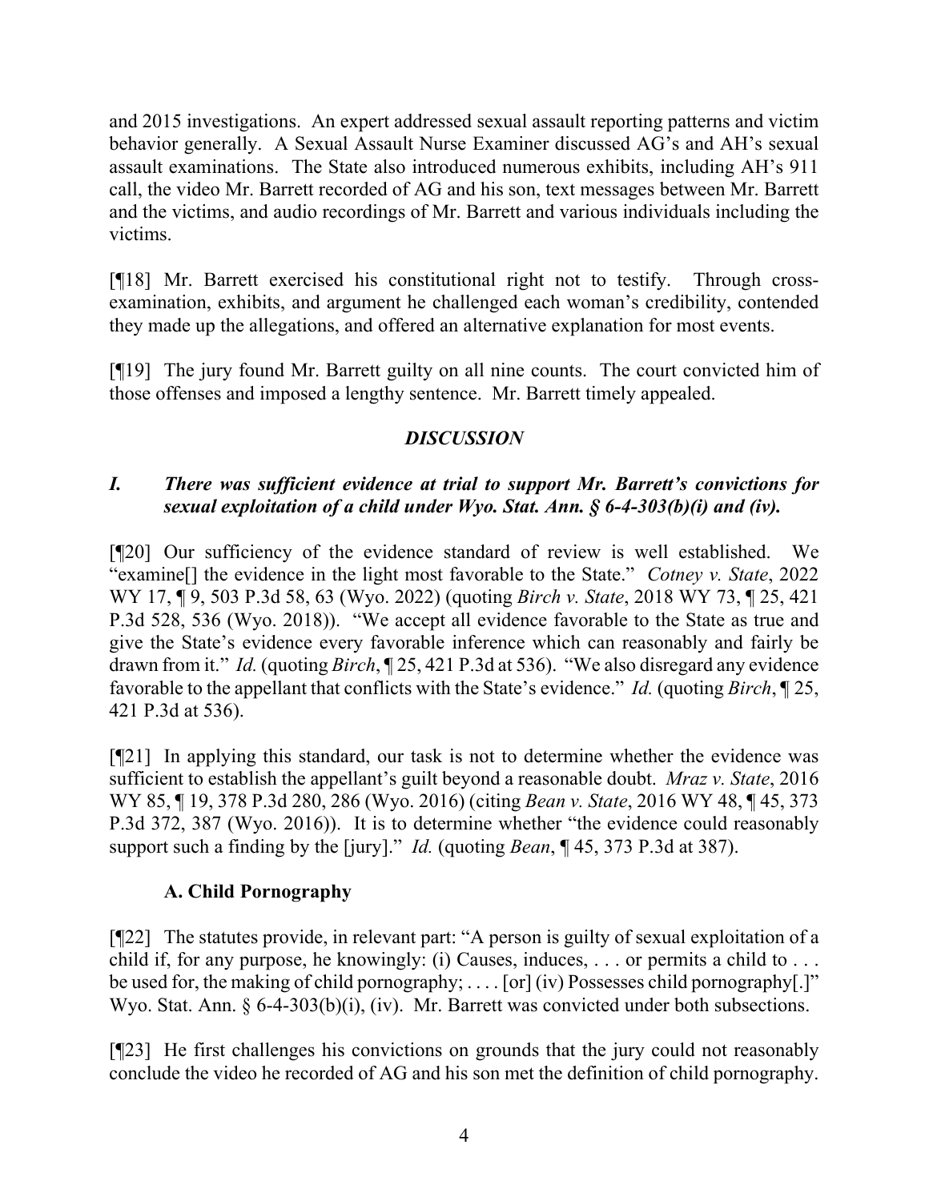and 2015 investigations. An expert addressed sexual assault reporting patterns and victim behavior generally. A Sexual Assault Nurse Examiner discussed AG's and AH's sexual assault examinations. The State also introduced numerous exhibits, including AH's 911 call, the video Mr. Barrett recorded of AG and his son, text messages between Mr. Barrett and the victims, and audio recordings of Mr. Barrett and various individuals including the victims.

[¶18] Mr. Barrett exercised his constitutional right not to testify. Through cross-examination, exhibits, and argument he challenged each woman's credibility, contended they made up the allegations, and offered an alternative explanation for most events.

[¶19] The jury found Mr. Barrett guilty on all nine counts. The court convicted him of those offenses and imposed a lengthy sentence. Mr. Barrett timely appealed.

## *DISCUSSION*

### *I. There was sufficient evidence at trial to support Mr. Barrett's convictions for sexual exploitation of a child under Wyo. Stat. Ann. § 6-4-303(b)(i) and (iv).*

[¶20] Our sufficiency of the evidence standard of review is well established. We "examine[] the evidence in the light most favorable to the State." *Cotney v. State*, 2022 WY 17, ¶ 9, 503 P.3d 58, 63 (Wyo. 2022) (quoting *Birch v. State*, 2018 WY 73, ¶ 25, 421 P.3d 528, 536 (Wyo. 2018)). "We accept all evidence favorable to the State as true and give the State's evidence every favorable inference which can reasonably and fairly be drawn from it." *Id.* (quoting *Birch*, ¶ 25, 421 P.3d at 536). "We also disregard any evidence favorable to the appellant that conflicts with the State's evidence." *Id.* (quoting *Birch*, ¶ 25, 421 P.3d at 536).

[¶21] In applying this standard, our task is not to determine whether the evidence was sufficient to establish the appellant's guilt beyond a reasonable doubt. *Mraz v. State*, 2016 WY 85, ¶ 19, 378 P.3d 280, 286 (Wyo. 2016) (citing *Bean v. State*, 2016 WY 48, ¶ 45, 373 P.3d 372, 387 (Wyo. 2016)). It is to determine whether "the evidence could reasonably support such a finding by the [jury]." *Id.* (quoting *Bean*, ¶ 45, 373 P.3d at 387).

#### A. Child Pornography

[¶22] The statutes provide, in relevant part: "A person is guilty of sexual exploitation of a child if, for any purpose, he knowingly: (i) Causes, induces, . . . or permits a child to . . . be used for, the making of child pornography; . . . . [or] (iv) Possesses child pornography[.]" Wyo. Stat. Ann. § 6-4-303(b)(i), (iv). Mr. Barrett was convicted under both subsections.

[¶23] He first challenges his convictions on grounds that the jury could not reasonably conclude the video he recorded of AG and his son met the definition of child pornography.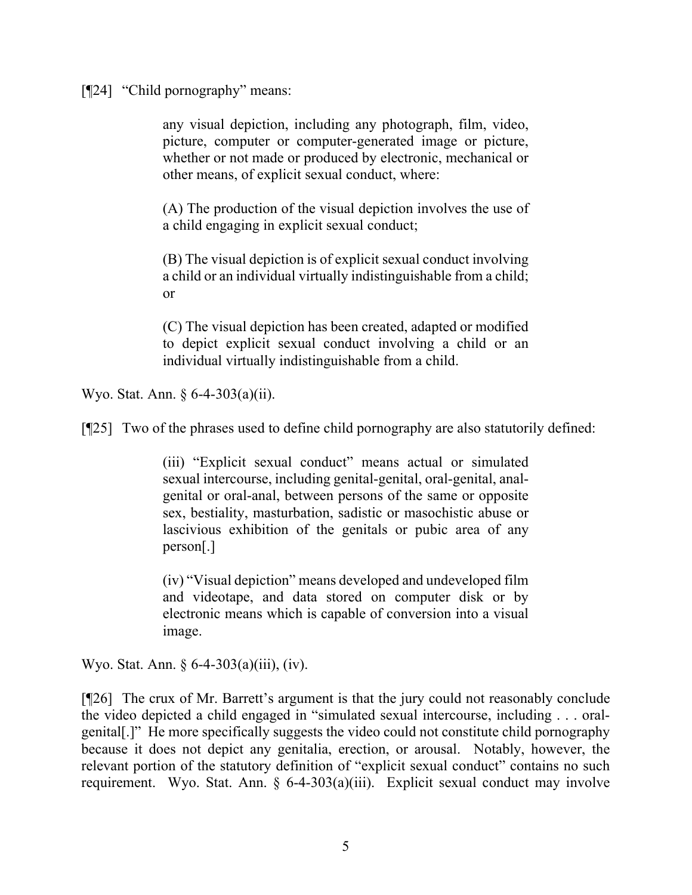[¶24] "Child pornography" means:

> any visual depiction, including any photograph, film, video, picture, computer or computer-generated image or picture, whether or not made or produced by electronic, mechanical or other means, of explicit sexual conduct, where:
>
> (A) The production of the visual depiction involves the use of a child engaging in explicit sexual conduct;
>
> (B) The visual depiction is of explicit sexual conduct involving a child or an individual virtually indistinguishable from a child; or
>
> (C) The visual depiction has been created, adapted or modified to depict explicit sexual conduct involving a child or an individual virtually indistinguishable from a child.

Wyo. Stat. Ann. § 6-4-303(a)(ii).

[¶25] Two of the phrases used to define child pornography are also statutorily defined:

> (iii) "Explicit sexual conduct" means actual or simulated sexual intercourse, including genital-genital, oral-genital, anal-genital or oral-anal, between persons of the same or opposite sex, bestiality, masturbation, sadistic or masochistic abuse or lascivious exhibition of the genitals or pubic area of any person[.]
>
> (iv) "Visual depiction" means developed and undeveloped film and videotape, and data stored on computer disk or by electronic means which is capable of conversion into a visual image.

Wyo. Stat. Ann. § 6-4-303(a)(iii), (iv).

[¶26] The crux of Mr. Barrett's argument is that the jury could not reasonably conclude the video depicted a child engaged in "simulated sexual intercourse, including . . . oral-genital[.]" He more specifically suggests the video could not constitute child pornography because it does not depict any genitalia, erection, or arousal. Notably, however, the relevant portion of the statutory definition of "explicit sexual conduct" contains no such requirement. Wyo. Stat. Ann. § 6-4-303(a)(iii). Explicit sexual conduct may involve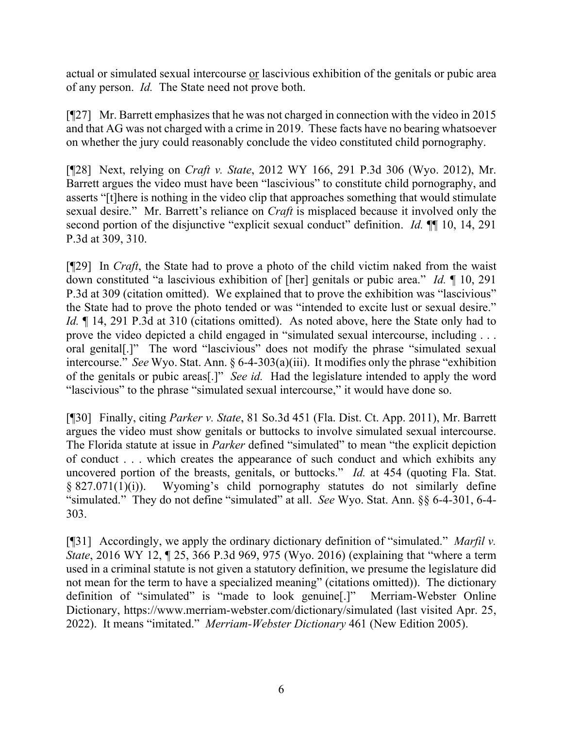actual or simulated sexual intercourse <u>or</u> lascivious exhibition of the genitals or pubic area of any person. *Id.* The State need not prove both.

[¶27] Mr. Barrett emphasizes that he was not charged in connection with the video in 2015 and that AG was not charged with a crime in 2019. These facts have no bearing whatsoever on whether the jury could reasonably conclude the video constituted child pornography.

[¶28] Next, relying on *Craft v. State*, 2012 WY 166, 291 P.3d 306 (Wyo. 2012), Mr. Barrett argues the video must have been "lascivious" to constitute child pornography, and asserts "[t]here is nothing in the video clip that approaches something that would stimulate sexual desire." Mr. Barrett's reliance on *Craft* is misplaced because it involved only the second portion of the disjunctive "explicit sexual conduct" definition. *Id.* ¶¶ 10, 14, 291 P.3d at 309, 310.

[¶29] In *Craft*, the State had to prove a photo of the child victim naked from the waist down constituted "a lascivious exhibition of [her] genitals or pubic area." *Id.* ¶ 10, 291 P.3d at 309 (citation omitted). We explained that to prove the exhibition was "lascivious" the State had to prove the photo tended or was "intended to excite lust or sexual desire." *Id.* ¶ 14, 291 P.3d at 310 (citations omitted). As noted above, here the State only had to prove the video depicted a child engaged in "simulated sexual intercourse, including . . . oral genital[.]" The word "lascivious" does not modify the phrase "simulated sexual intercourse." *See* Wyo. Stat. Ann. § 6-4-303(a)(iii). It modifies only the phrase "exhibition of the genitals or pubic areas[.]" *See id.* Had the legislature intended to apply the word "lascivious" to the phrase "simulated sexual intercourse," it would have done so.

[¶30] Finally, citing *Parker v. State*, 81 So.3d 451 (Fla. Dist. Ct. App. 2011), Mr. Barrett argues the video must show genitals or buttocks to involve simulated sexual intercourse. The Florida statute at issue in *Parker* defined "simulated" to mean "the explicit depiction of conduct . . . which creates the appearance of such conduct and which exhibits any uncovered portion of the breasts, genitals, or buttocks." *Id.* at 454 (quoting Fla. Stat. § 827.071(1)(i)). Wyoming's child pornography statutes do not similarly define "simulated." They do not define "simulated" at all. *See* Wyo. Stat. Ann. §§ 6-4-301, 6-4-303.

[¶31] Accordingly, we apply the ordinary dictionary definition of "simulated." *Marfil v. State*, 2016 WY 12, ¶ 25, 366 P.3d 969, 975 (Wyo. 2016) (explaining that "where a term used in a criminal statute is not given a statutory definition, we presume the legislature did not mean for the term to have a specialized meaning" (citations omitted)). The dictionary definition of "simulated" is "made to look genuine[.]" Merriam-Webster Online Dictionary, https://www.merriam-webster.com/dictionary/simulated (last visited Apr. 25, 2022). It means "imitated." *Merriam-Webster Dictionary* 461 (New Edition 2005).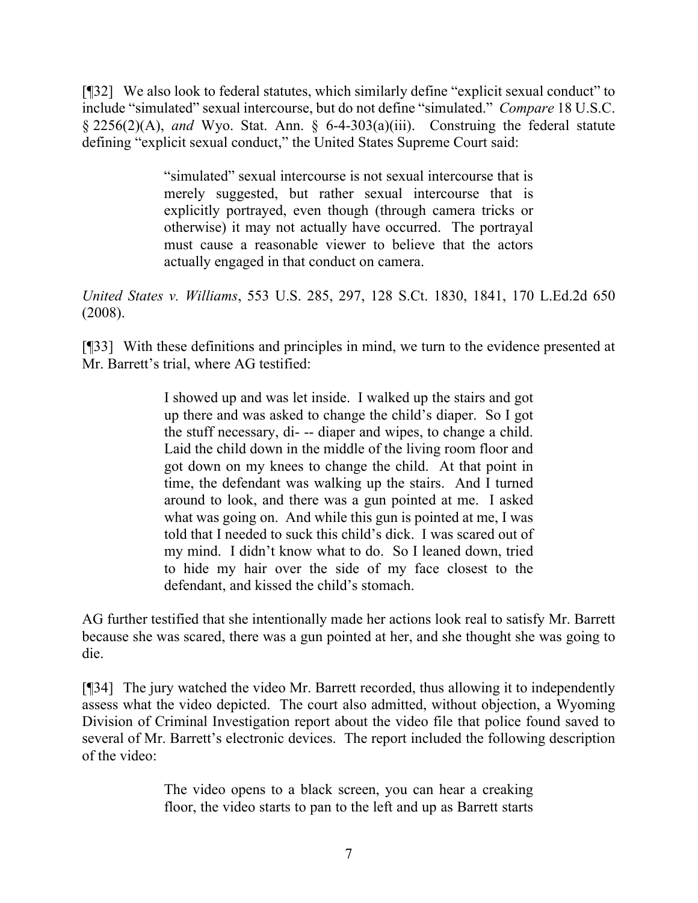[¶32] We also look to federal statutes, which similarly define "explicit sexual conduct" to include "simulated" sexual intercourse, but do not define "simulated." *Compare* 18 U.S.C. § 2256(2)(A), *and* Wyo. Stat. Ann. § 6-4-303(a)(iii). Construing the federal statute defining "explicit sexual conduct," the United States Supreme Court said:

> "simulated" sexual intercourse is not sexual intercourse that is merely suggested, but rather sexual intercourse that is explicitly portrayed, even though (through camera tricks or otherwise) it may not actually have occurred. The portrayal must cause a reasonable viewer to believe that the actors actually engaged in that conduct on camera.

*United States v. Williams*, 553 U.S. 285, 297, 128 S.Ct. 1830, 1841, 170 L.Ed.2d 650 (2008).

[¶33] With these definitions and principles in mind, we turn to the evidence presented at Mr. Barrett's trial, where AG testified:

> I showed up and was let inside. I walked up the stairs and got up there and was asked to change the child's diaper. So I got the stuff necessary, di- -- diaper and wipes, to change a child. Laid the child down in the middle of the living room floor and got down on my knees to change the child. At that point in time, the defendant was walking up the stairs. And I turned around to look, and there was a gun pointed at me. I asked what was going on. And while this gun is pointed at me, I was told that I needed to suck this child's dick. I was scared out of my mind. I didn't know what to do. So I leaned down, tried to hide my hair over the side of my face closest to the defendant, and kissed the child's stomach.

AG further testified that she intentionally made her actions look real to satisfy Mr. Barrett because she was scared, there was a gun pointed at her, and she thought she was going to die.

[¶34] The jury watched the video Mr. Barrett recorded, thus allowing it to independently assess what the video depicted. The court also admitted, without objection, a Wyoming Division of Criminal Investigation report about the video file that police found saved to several of Mr. Barrett's electronic devices. The report included the following description of the video:

> The video opens to a black screen, you can hear a creaking floor, the video starts to pan to the left and up as Barrett starts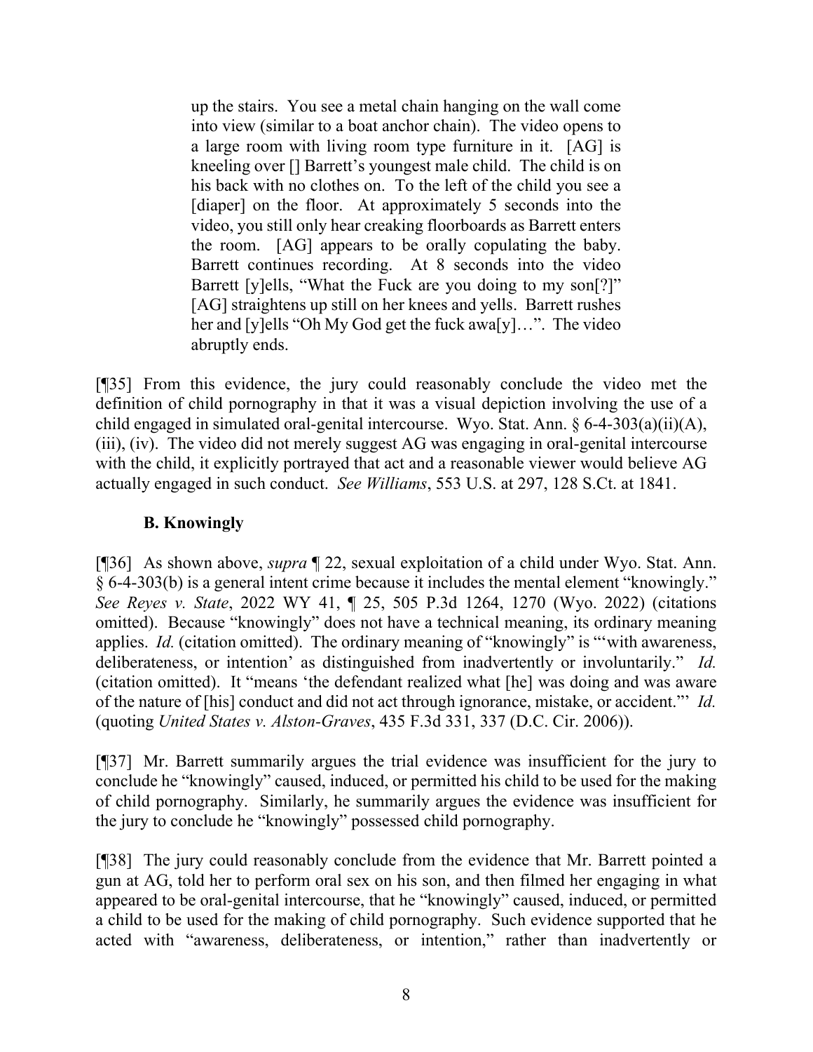> up the stairs. You see a metal chain hanging on the wall come into view (similar to a boat anchor chain). The video opens to a large room with living room type furniture in it. [AG] is kneeling over [] Barrett's youngest male child. The child is on his back with no clothes on. To the left of the child you see a [diaper] on the floor. At approximately 5 seconds into the video, you still only hear creaking floorboards as Barrett enters the room. [AG] appears to be orally copulating the baby. Barrett continues recording. At 8 seconds into the video Barrett [y]ells, "What the Fuck are you doing to my son[?]" [AG] straightens up still on her knees and yells. Barrett rushes her and [y]ells "Oh My God get the fuck awa[y]…". The video abruptly ends.

[¶35] From this evidence, the jury could reasonably conclude the video met the definition of child pornography in that it was a visual depiction involving the use of a child engaged in simulated oral-genital intercourse. Wyo. Stat. Ann. § 6-4-303(a)(ii)(A), (iii), (iv). The video did not merely suggest AG was engaging in oral-genital intercourse with the child, it explicitly portrayed that act and a reasonable viewer would believe AG actually engaged in such conduct. *See Williams*, 553 U.S. at 297, 128 S.Ct. at 1841.

### B. Knowingly

[¶36] As shown above, *supra* ¶ 22, sexual exploitation of a child under Wyo. Stat. Ann. § 6-4-303(b) is a general intent crime because it includes the mental element "knowingly." *See Reyes v. State*, 2022 WY 41, ¶ 25, 505 P.3d 1264, 1270 (Wyo. 2022) (citations omitted). Because "knowingly" does not have a technical meaning, its ordinary meaning applies. *Id.* (citation omitted). The ordinary meaning of "knowingly" is "'with awareness, deliberateness, or intention' as distinguished from inadvertently or involuntarily." *Id.* (citation omitted). It "means 'the defendant realized what [he] was doing and was aware of the nature of [his] conduct and did not act through ignorance, mistake, or accident."' *Id.* (quoting *United States v. Alston-Graves*, 435 F.3d 331, 337 (D.C. Cir. 2006)).

[¶37] Mr. Barrett summarily argues the trial evidence was insufficient for the jury to conclude he "knowingly" caused, induced, or permitted his child to be used for the making of child pornography. Similarly, he summarily argues the evidence was insufficient for the jury to conclude he "knowingly" possessed child pornography.

[¶38] The jury could reasonably conclude from the evidence that Mr. Barrett pointed a gun at AG, told her to perform oral sex on his son, and then filmed her engaging in what appeared to be oral-genital intercourse, that he "knowingly" caused, induced, or permitted a child to be used for the making of child pornography. Such evidence supported that he acted with "awareness, deliberateness, or intention," rather than inadvertently or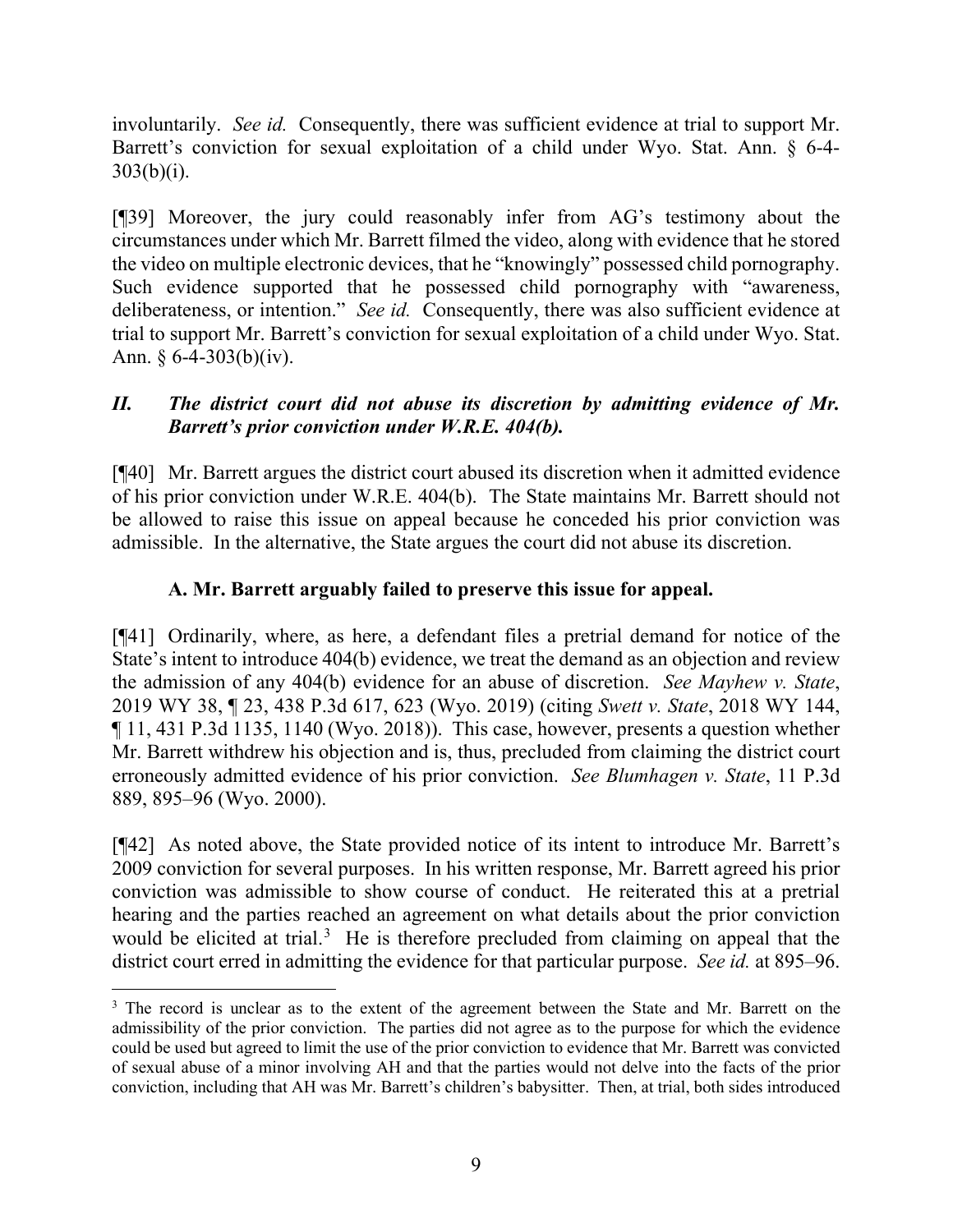involuntarily. *See id.* Consequently, there was sufficient evidence at trial to support Mr. Barrett's conviction for sexual exploitation of a child under Wyo. Stat. Ann. § 6-4-303(b)(i).

[¶39] Moreover, the jury could reasonably infer from AG's testimony about the circumstances under which Mr. Barrett filmed the video, along with evidence that he stored the video on multiple electronic devices, that he "knowingly" possessed child pornography. Such evidence supported that he possessed child pornography with "awareness, deliberateness, or intention." *See id.* Consequently, there was also sufficient evidence at trial to support Mr. Barrett's conviction for sexual exploitation of a child under Wyo. Stat. Ann. § 6-4-303(b)(iv).

### *II. The district court did not abuse its discretion by admitting evidence of Mr. Barrett's prior conviction under W.R.E. 404(b).*

[¶40] Mr. Barrett argues the district court abused its discretion when it admitted evidence of his prior conviction under W.R.E. 404(b). The State maintains Mr. Barrett should not be allowed to raise this issue on appeal because he conceded his prior conviction was admissible. In the alternative, the State argues the court did not abuse its discretion.

#### A. Mr. Barrett arguably failed to preserve this issue for appeal.

[¶41] Ordinarily, where, as here, a defendant files a pretrial demand for notice of the State's intent to introduce 404(b) evidence, we treat the demand as an objection and review the admission of any 404(b) evidence for an abuse of discretion. *See Mayhew v. State*, 2019 WY 38, ¶ 23, 438 P.3d 617, 623 (Wyo. 2019) (citing *Swett v. State*, 2018 WY 144, ¶ 11, 431 P.3d 1135, 1140 (Wyo. 2018)). This case, however, presents a question whether Mr. Barrett withdrew his objection and is, thus, precluded from claiming the district court erroneously admitted evidence of his prior conviction. *See Blumhagen v. State*, 11 P.3d 889, 895–96 (Wyo. 2000).

[¶42] As noted above, the State provided notice of its intent to introduce Mr. Barrett's 2009 conviction for several purposes. In his written response, Mr. Barrett agreed his prior conviction was admissible to show course of conduct. He reiterated this at a pretrial hearing and the parties reached an agreement on what details about the prior conviction would be elicited at trial.[3] He is therefore precluded from claiming on appeal that the district court erred in admitting the evidence for that particular purpose. *See id.* at 895–96.

[3] The record is unclear as to the extent of the agreement between the State and Mr. Barrett on the admissibility of the prior conviction. The parties did not agree as to the purpose for which the evidence could be used but agreed to limit the use of the prior conviction to evidence that Mr. Barrett was convicted of sexual abuse of a minor involving AH and that the parties would not delve into the facts of the prior conviction, including that AH was Mr. Barrett's children's babysitter. Then, at trial, both sides introduced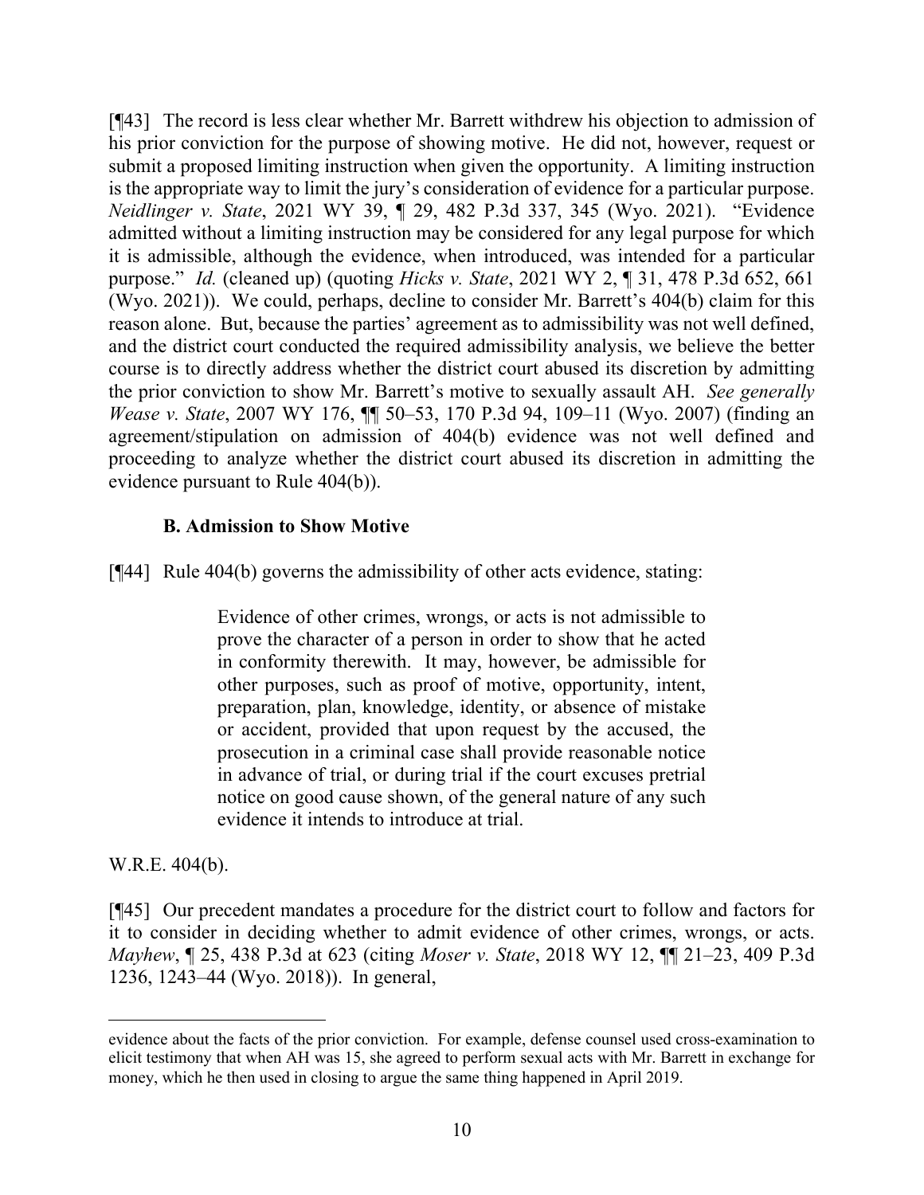[¶43] The record is less clear whether Mr. Barrett withdrew his objection to admission of his prior conviction for the purpose of showing motive. He did not, however, request or submit a proposed limiting instruction when given the opportunity. A limiting instruction is the appropriate way to limit the jury's consideration of evidence for a particular purpose. *Neidlinger v. State*, 2021 WY 39, ¶ 29, 482 P.3d 337, 345 (Wyo. 2021). "Evidence admitted without a limiting instruction may be considered for any legal purpose for which it is admissible, although the evidence, when introduced, was intended for a particular purpose." *Id.* (cleaned up) (quoting *Hicks v. State*, 2021 WY 2, ¶ 31, 478 P.3d 652, 661 (Wyo. 2021)). We could, perhaps, decline to consider Mr. Barrett's 404(b) claim for this reason alone. But, because the parties' agreement as to admissibility was not well defined, and the district court conducted the required admissibility analysis, we believe the better course is to directly address whether the district court abused its discretion by admitting the prior conviction to show Mr. Barrett's motive to sexually assault AH. *See generally Wease v. State*, 2007 WY 176, ¶¶ 50–53, 170 P.3d 94, 109–11 (Wyo. 2007) (finding an agreement/stipulation on admission of 404(b) evidence was not well defined and proceeding to analyze whether the district court abused its discretion in admitting the evidence pursuant to Rule 404(b)).

### B. Admission to Show Motive

[¶44] Rule 404(b) governs the admissibility of other acts evidence, stating:

> Evidence of other crimes, wrongs, or acts is not admissible to prove the character of a person in order to show that he acted in conformity therewith. It may, however, be admissible for other purposes, such as proof of motive, opportunity, intent, preparation, plan, knowledge, identity, or absence of mistake or accident, provided that upon request by the accused, the prosecution in a criminal case shall provide reasonable notice in advance of trial, or during trial if the court excuses pretrial notice on good cause shown, of the general nature of any such evidence it intends to introduce at trial.

W.R.E. 404(b).

[¶45] Our precedent mandates a procedure for the district court to follow and factors for it to consider in deciding whether to admit evidence of other crimes, wrongs, or acts. *Mayhew*, ¶ 25, 438 P.3d at 623 (citing *Moser v. State*, 2018 WY 12, ¶¶ 21–23, 409 P.3d 1236, 1243–44 (Wyo. 2018)). In general,

---

evidence about the facts of the prior conviction. For example, defense counsel used cross-examination to elicit testimony that when AH was 15, she agreed to perform sexual acts with Mr. Barrett in exchange for money, which he then used in closing to argue the same thing happened in April 2019.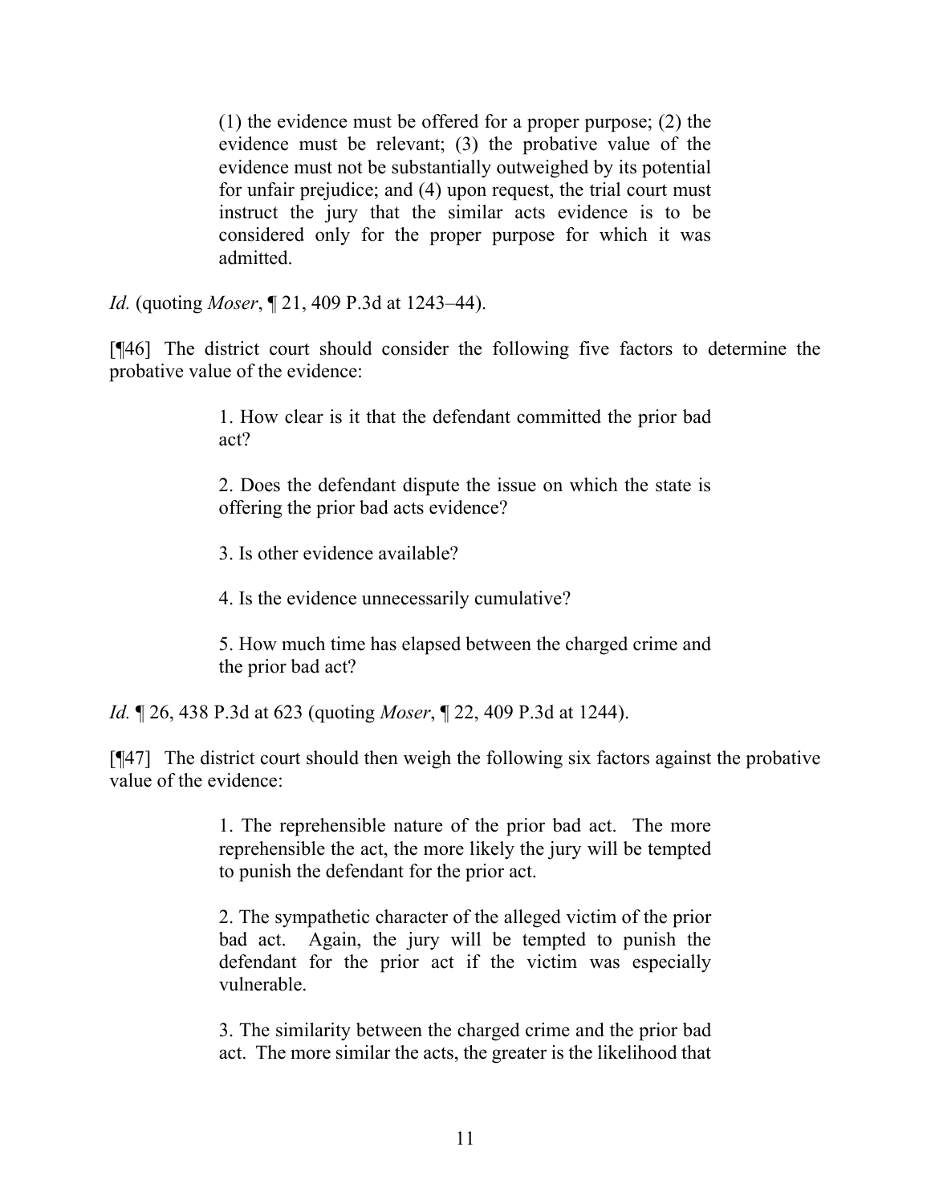> (1) the evidence must be offered for a proper purpose; (2) the evidence must be relevant; (3) the probative value of the evidence must not be substantially outweighed by its potential for unfair prejudice; and (4) upon request, the trial court must instruct the jury that the similar acts evidence is to be considered only for the proper purpose for which it was admitted.

*Id.* (quoting *Moser*, ¶ 21, 409 P.3d at 1243–44).

[¶46] The district court should consider the following five factors to determine the probative value of the evidence:

> 1. How clear is it that the defendant committed the prior bad act?
>
> 2. Does the defendant dispute the issue on which the state is offering the prior bad acts evidence?
>
> 3. Is other evidence available?
>
> 4. Is the evidence unnecessarily cumulative?
>
> 5. How much time has elapsed between the charged crime and the prior bad act?

*Id.* ¶ 26, 438 P.3d at 623 (quoting *Moser*, ¶ 22, 409 P.3d at 1244).

[¶47] The district court should then weigh the following six factors against the probative value of the evidence:

> 1. The reprehensible nature of the prior bad act. The more reprehensible the act, the more likely the jury will be tempted to punish the defendant for the prior act.
>
> 2. The sympathetic character of the alleged victim of the prior bad act. Again, the jury will be tempted to punish the defendant for the prior act if the victim was especially vulnerable.
>
> 3. The similarity between the charged crime and the prior bad act. The more similar the acts, the greater is the likelihood that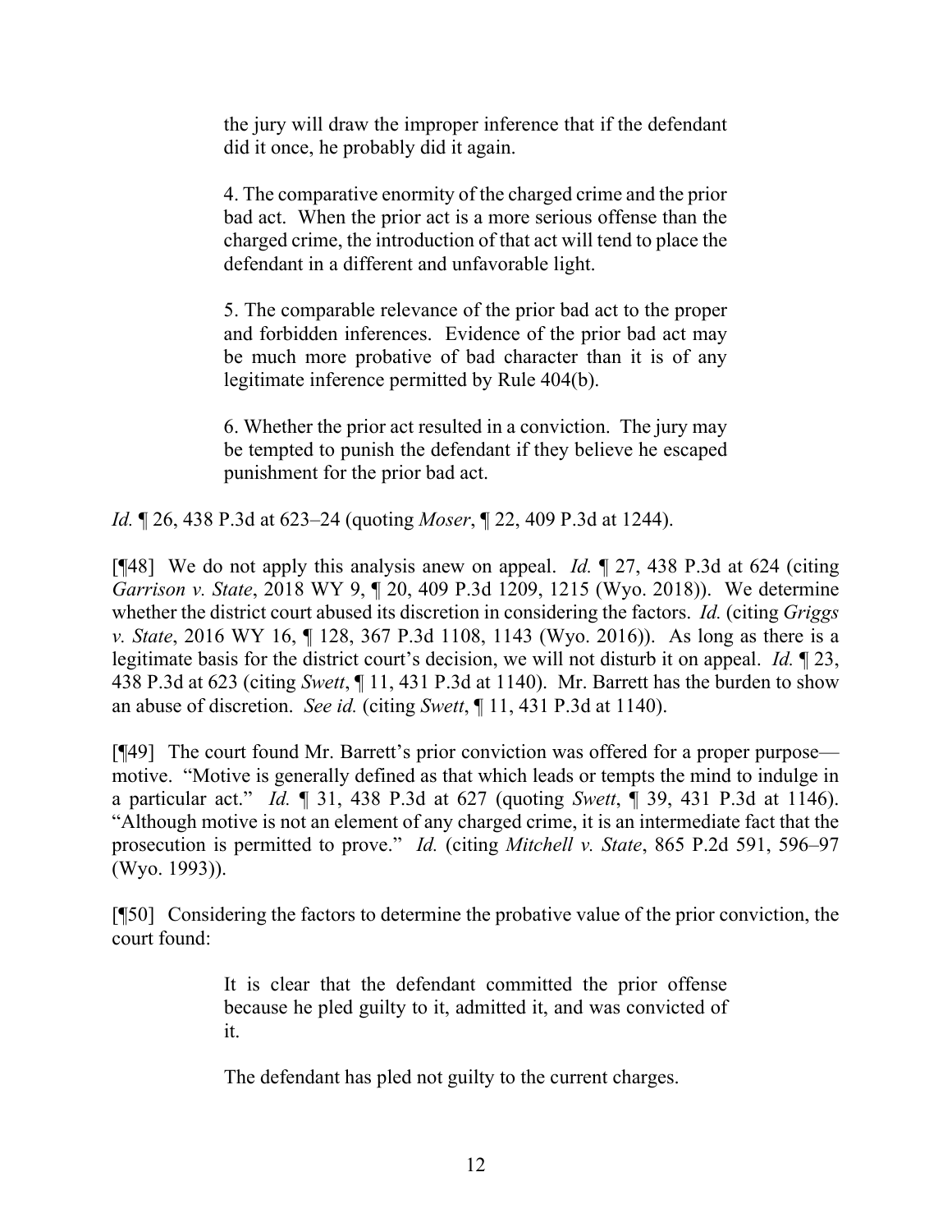> the jury will draw the improper inference that if the defendant did it once, he probably did it again.
>
> 4. The comparative enormity of the charged crime and the prior bad act. When the prior act is a more serious offense than the charged crime, the introduction of that act will tend to place the defendant in a different and unfavorable light.
>
> 5. The comparable relevance of the prior bad act to the proper and forbidden inferences. Evidence of the prior bad act may be much more probative of bad character than it is of any legitimate inference permitted by Rule 404(b).
>
> 6. Whether the prior act resulted in a conviction. The jury may be tempted to punish the defendant if they believe he escaped punishment for the prior bad act.

*Id.* ¶ 26, 438 P.3d at 623–24 (quoting *Moser*, ¶ 22, 409 P.3d at 1244).

[¶48] We do not apply this analysis anew on appeal. *Id.* ¶ 27, 438 P.3d at 624 (citing *Garrison v. State*, 2018 WY 9, ¶ 20, 409 P.3d 1209, 1215 (Wyo. 2018)). We determine whether the district court abused its discretion in considering the factors. *Id.* (citing *Griggs v. State*, 2016 WY 16, ¶ 128, 367 P.3d 1108, 1143 (Wyo. 2016)). As long as there is a legitimate basis for the district court's decision, we will not disturb it on appeal. *Id.* ¶ 23, 438 P.3d at 623 (citing *Swett*, ¶ 11, 431 P.3d at 1140). Mr. Barrett has the burden to show an abuse of discretion. *See id.* (citing *Swett*, ¶ 11, 431 P.3d at 1140).

[¶49] The court found Mr. Barrett's prior conviction was offered for a proper purpose—motive. "Motive is generally defined as that which leads or tempts the mind to indulge in a particular act." *Id.* ¶ 31, 438 P.3d at 627 (quoting *Swett*, ¶ 39, 431 P.3d at 1146). "Although motive is not an element of any charged crime, it is an intermediate fact that the prosecution is permitted to prove." *Id.* (citing *Mitchell v. State*, 865 P.2d 591, 596–97 (Wyo. 1993)).

[¶50] Considering the factors to determine the probative value of the prior conviction, the court found:

> It is clear that the defendant committed the prior offense because he pled guilty to it, admitted it, and was convicted of it.
>
> The defendant has pled not guilty to the current charges.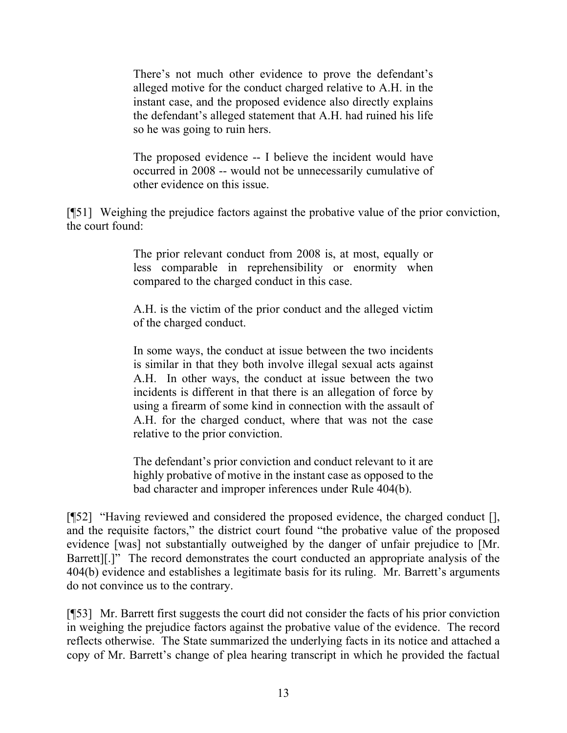> There's not much other evidence to prove the defendant's alleged motive for the conduct charged relative to A.H. in the instant case, and the proposed evidence also directly explains the defendant's alleged statement that A.H. had ruined his life so he was going to ruin hers.
>
> The proposed evidence -- I believe the incident would have occurred in 2008 -- would not be unnecessarily cumulative of other evidence on this issue.

[¶51] Weighing the prejudice factors against the probative value of the prior conviction, the court found:

> The prior relevant conduct from 2008 is, at most, equally or less comparable in reprehensibility or enormity when compared to the charged conduct in this case.
>
> A.H. is the victim of the prior conduct and the alleged victim of the charged conduct.
>
> In some ways, the conduct at issue between the two incidents is similar in that they both involve illegal sexual acts against A.H. In other ways, the conduct at issue between the two incidents is different in that there is an allegation of force by using a firearm of some kind in connection with the assault of A.H. for the charged conduct, where that was not the case relative to the prior conviction.
>
> The defendant's prior conviction and conduct relevant to it are highly probative of motive in the instant case as opposed to the bad character and improper inferences under Rule 404(b).

[¶52] "Having reviewed and considered the proposed evidence, the charged conduct [], and the requisite factors," the district court found "the probative value of the proposed evidence [was] not substantially outweighed by the danger of unfair prejudice to [Mr. Barrett][.]" The record demonstrates the court conducted an appropriate analysis of the 404(b) evidence and establishes a legitimate basis for its ruling. Mr. Barrett's arguments do not convince us to the contrary.

[¶53] Mr. Barrett first suggests the court did not consider the facts of his prior conviction in weighing the prejudice factors against the probative value of the evidence. The record reflects otherwise. The State summarized the underlying facts in its notice and attached a copy of Mr. Barrett's change of plea hearing transcript in which he provided the factual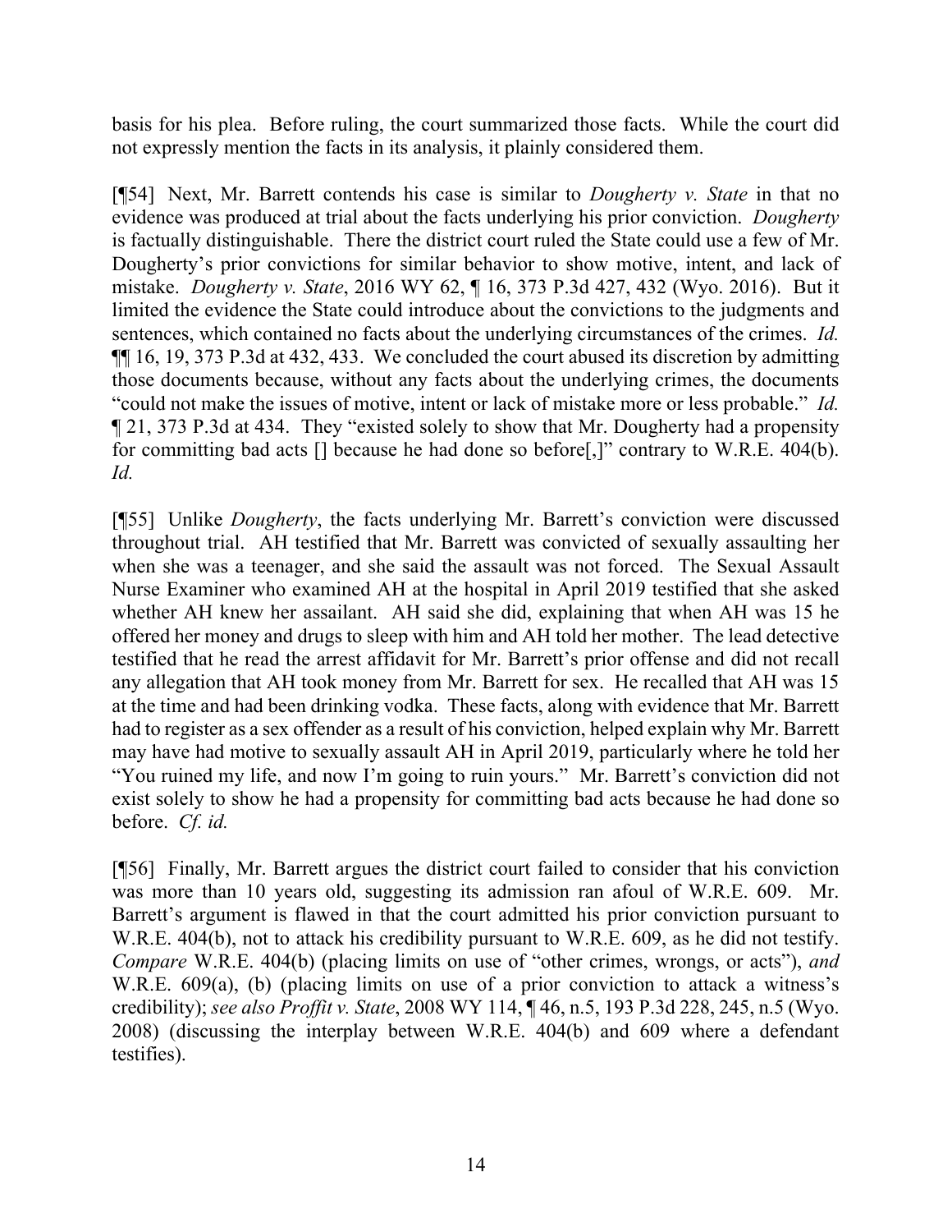basis for his plea. Before ruling, the court summarized those facts. While the court did not expressly mention the facts in its analysis, it plainly considered them.

[¶54] Next, Mr. Barrett contends his case is similar to *Dougherty v. State* in that no evidence was produced at trial about the facts underlying his prior conviction. *Dougherty* is factually distinguishable. There the district court ruled the State could use a few of Mr. Dougherty's prior convictions for similar behavior to show motive, intent, and lack of mistake. *Dougherty v. State*, 2016 WY 62, ¶ 16, 373 P.3d 427, 432 (Wyo. 2016). But it limited the evidence the State could introduce about the convictions to the judgments and sentences, which contained no facts about the underlying circumstances of the crimes. *Id.* ¶¶ 16, 19, 373 P.3d at 432, 433. We concluded the court abused its discretion by admitting those documents because, without any facts about the underlying crimes, the documents "could not make the issues of motive, intent or lack of mistake more or less probable." *Id.* ¶ 21, 373 P.3d at 434. They "existed solely to show that Mr. Dougherty had a propensity for committing bad acts [] because he had done so before[,]" contrary to W.R.E. 404(b). *Id.*

[¶55] Unlike *Dougherty*, the facts underlying Mr. Barrett's conviction were discussed throughout trial. AH testified that Mr. Barrett was convicted of sexually assaulting her when she was a teenager, and she said the assault was not forced. The Sexual Assault Nurse Examiner who examined AH at the hospital in April 2019 testified that she asked whether AH knew her assailant. AH said she did, explaining that when AH was 15 he offered her money and drugs to sleep with him and AH told her mother. The lead detective testified that he read the arrest affidavit for Mr. Barrett's prior offense and did not recall any allegation that AH took money from Mr. Barrett for sex. He recalled that AH was 15 at the time and had been drinking vodka. These facts, along with evidence that Mr. Barrett had to register as a sex offender as a result of his conviction, helped explain why Mr. Barrett may have had motive to sexually assault AH in April 2019, particularly where he told her "You ruined my life, and now I'm going to ruin yours." Mr. Barrett's conviction did not exist solely to show he had a propensity for committing bad acts because he had done so before. *Cf. id.*

[¶56] Finally, Mr. Barrett argues the district court failed to consider that his conviction was more than 10 years old, suggesting its admission ran afoul of W.R.E. 609. Mr. Barrett's argument is flawed in that the court admitted his prior conviction pursuant to W.R.E. 404(b), not to attack his credibility pursuant to W.R.E. 609, as he did not testify. *Compare* W.R.E. 404(b) (placing limits on use of "other crimes, wrongs, or acts"), *and* W.R.E. 609(a), (b) (placing limits on use of a prior conviction to attack a witness's credibility); *see also Proffit v. State*, 2008 WY 114, ¶ 46, n.5, 193 P.3d 228, 245, n.5 (Wyo. 2008) (discussing the interplay between W.R.E. 404(b) and 609 where a defendant testifies).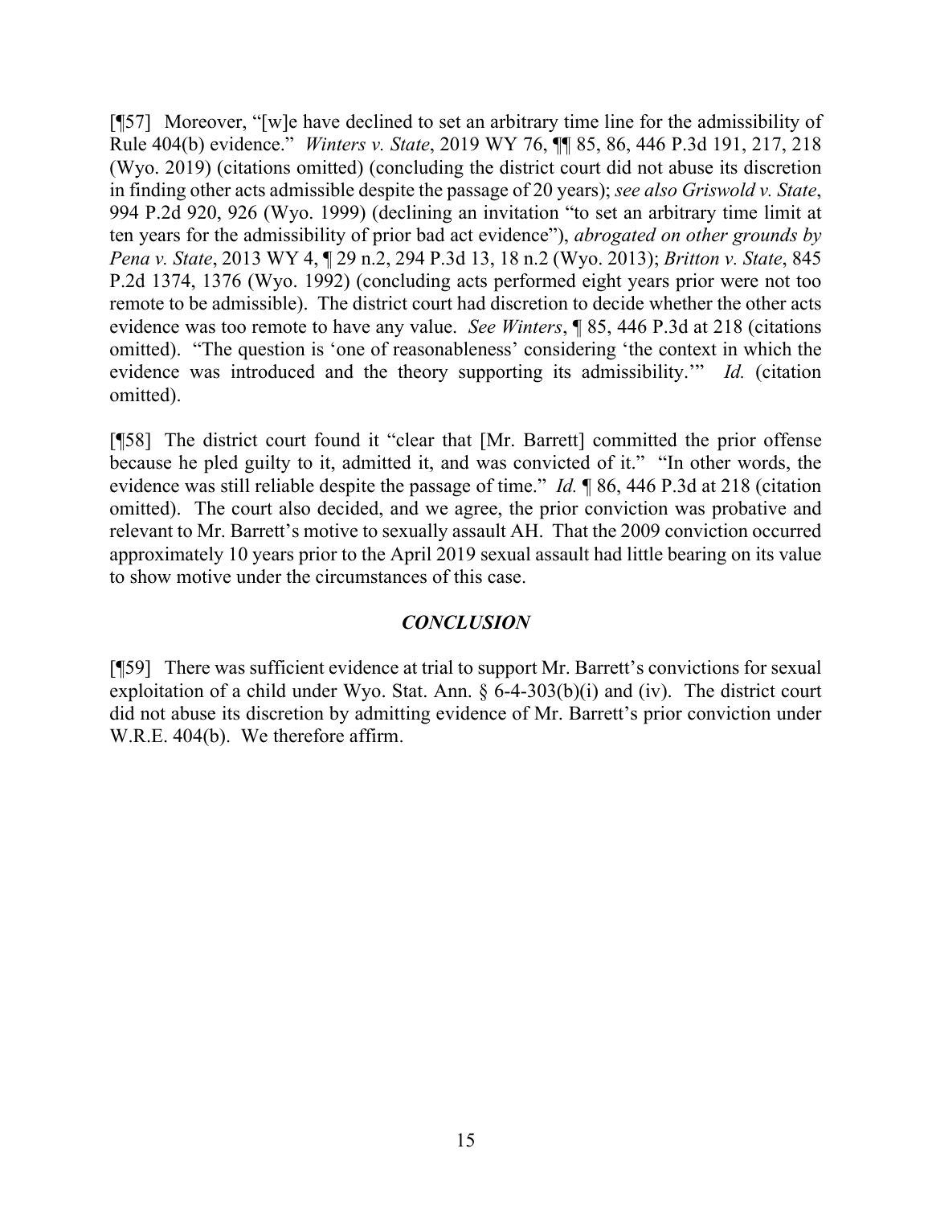[¶57] Moreover, "[w]e have declined to set an arbitrary time line for the admissibility of Rule 404(b) evidence." *Winters v. State*, 2019 WY 76, ¶¶ 85, 86, 446 P.3d 191, 217, 218 (Wyo. 2019) (citations omitted) (concluding the district court did not abuse its discretion in finding other acts admissible despite the passage of 20 years); *see also Griswold v. State*, 994 P.2d 920, 926 (Wyo. 1999) (declining an invitation "to set an arbitrary time limit at ten years for the admissibility of prior bad act evidence"), *abrogated on other grounds by Pena v. State*, 2013 WY 4, ¶ 29 n.2, 294 P.3d 13, 18 n.2 (Wyo. 2013); *Britton v. State*, 845 P.2d 1374, 1376 (Wyo. 1992) (concluding acts performed eight years prior were not too remote to be admissible). The district court had discretion to decide whether the other acts evidence was too remote to have any value. *See Winters*, ¶ 85, 446 P.3d at 218 (citations omitted). "The question is 'one of reasonableness' considering 'the context in which the evidence was introduced and the theory supporting its admissibility.'" *Id.* (citation omitted).

[¶58] The district court found it "clear that [Mr. Barrett] committed the prior offense because he pled guilty to it, admitted it, and was convicted of it." "In other words, the evidence was still reliable despite the passage of time." *Id.* ¶ 86, 446 P.3d at 218 (citation omitted). The court also decided, and we agree, the prior conviction was probative and relevant to Mr. Barrett's motive to sexually assault AH. That the 2009 conviction occurred approximately 10 years prior to the April 2019 sexual assault had little bearing on its value to show motive under the circumstances of this case.

## *CONCLUSION*

[¶59] There was sufficient evidence at trial to support Mr. Barrett's convictions for sexual exploitation of a child under Wyo. Stat. Ann. § 6-4-303(b)(i) and (iv). The district court did not abuse its discretion by admitting evidence of Mr. Barrett's prior conviction under W.R.E. 404(b). We therefore affirm.